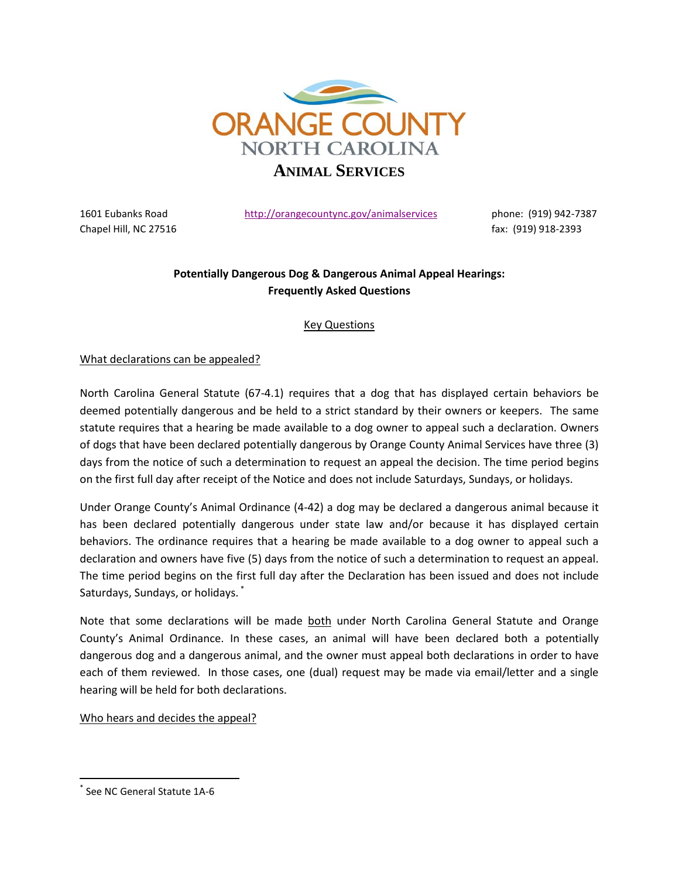# ORANGE COUNTY
## NORTH CAROLINA
### ANIMAL SERVICES

1601 Eubanks Road
Chapel Hill, NC 27516

http://orangecountync.gov/animalservices

phone: (919) 942-7387
fax: (919) 918-2393

**Potentially Dangerous Dog & Dangerous Animal Appeal Hearings:**
**Frequently Asked Questions**

## Key Questions

### What declarations can be appealed?

North Carolina General Statute (67-4.1) requires that a dog that has displayed certain behaviors be deemed potentially dangerous and be held to a strict standard by their owners or keepers. The same statute requires that a hearing be made available to a dog owner to appeal such a declaration. Owners of dogs that have been declared potentially dangerous by Orange County Animal Services have three (3) days from the notice of such a determination to request an appeal the decision. The time period begins on the first full day after receipt of the Notice and does not include Saturdays, Sundays, or holidays.

Under Orange County's Animal Ordinance (4-42) a dog may be declared a dangerous animal because it has been declared potentially dangerous under state law and/or because it has displayed certain behaviors. The ordinance requires that a hearing be made available to a dog owner to appeal such a declaration and owners have five (5) days from the notice of such a determination to request an appeal. The time period begins on the first full day after the Declaration has been issued and does not include Saturdays, Sundays, or holidays. [*]

Note that some declarations will be made both under North Carolina General Statute and Orange County's Animal Ordinance. In these cases, an animal will have been declared both a potentially dangerous dog and a dangerous animal, and the owner must appeal both declarations in order to have each of them reviewed. In those cases, one (dual) request may be made via email/letter and a single hearing will be held for both declarations.

### Who hears and decides the appeal?

[*] See NC General Statute 1A-6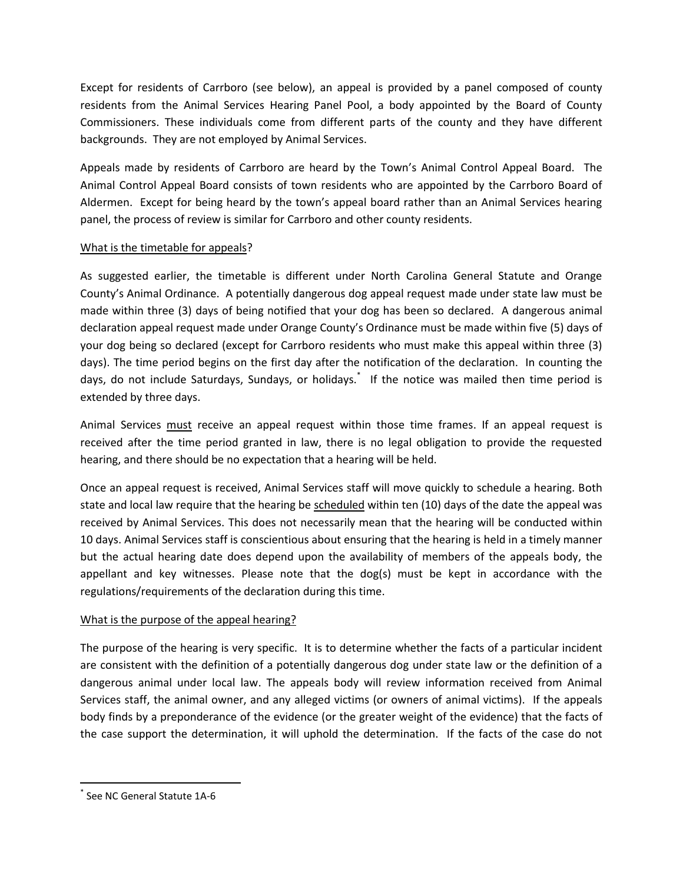Except for residents of Carrboro (see below), an appeal is provided by a panel composed of county residents from the Animal Services Hearing Panel Pool, a body appointed by the Board of County Commissioners. These individuals come from different parts of the county and they have different backgrounds. They are not employed by Animal Services.

Appeals made by residents of Carrboro are heard by the Town's Animal Control Appeal Board. The Animal Control Appeal Board consists of town residents who are appointed by the Carrboro Board of Aldermen. Except for being heard by the town's appeal board rather than an Animal Services hearing panel, the process of review is similar for Carrboro and other county residents.

<u>What is the timetable for appeals</u>?

As suggested earlier, the timetable is different under North Carolina General Statute and Orange County's Animal Ordinance. A potentially dangerous dog appeal request made under state law must be made within three (3) days of being notified that your dog has been so declared. A dangerous animal declaration appeal request made under Orange County's Ordinance must be made within five (5) days of your dog being so declared (except for Carrboro residents who must make this appeal within three (3) days). The time period begins on the first day after the notification of the declaration. In counting the days, do not include Saturdays, Sundays, or holidays.[*] If the notice was mailed then time period is extended by three days.

Animal Services <u>must</u> receive an appeal request within those time frames. If an appeal request is received after the time period granted in law, there is no legal obligation to provide the requested hearing, and there should be no expectation that a hearing will be held.

Once an appeal request is received, Animal Services staff will move quickly to schedule a hearing. Both state and local law require that the hearing be <u>scheduled</u> within ten (10) days of the date the appeal was received by Animal Services. This does not necessarily mean that the hearing will be conducted within 10 days. Animal Services staff is conscientious about ensuring that the hearing is held in a timely manner but the actual hearing date does depend upon the availability of members of the appeals body, the appellant and key witnesses. Please note that the dog(s) must be kept in accordance with the regulations/requirements of the declaration during this time.

<u>What is the purpose of the appeal hearing?</u>

The purpose of the hearing is very specific. It is to determine whether the facts of a particular incident are consistent with the definition of a potentially dangerous dog under state law or the definition of a dangerous animal under local law. The appeals body will review information received from Animal Services staff, the animal owner, and any alleged victims (or owners of animal victims). If the appeals body finds by a preponderance of the evidence (or the greater weight of the evidence) that the facts of the case support the determination, it will uphold the determination. If the facts of the case do not

[*] See NC General Statute 1A-6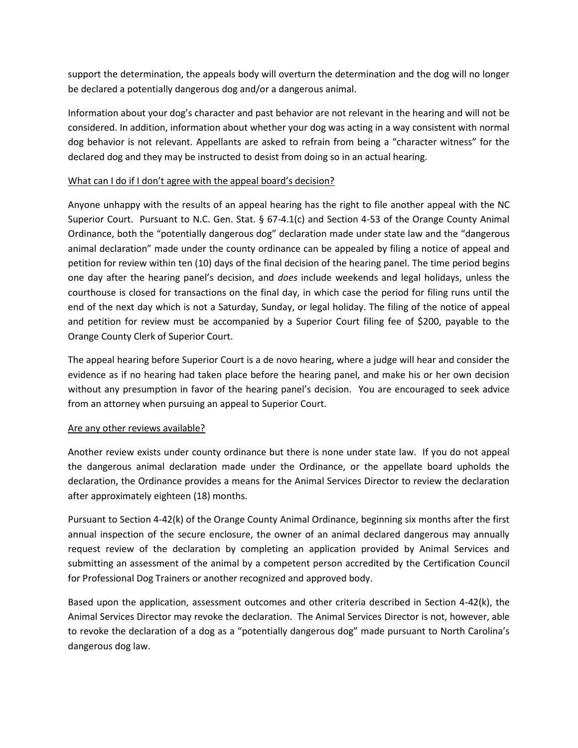support the determination, the appeals body will overturn the determination and the dog will no longer be declared a potentially dangerous dog and/or a dangerous animal.

Information about your dog's character and past behavior are not relevant in the hearing and will not be considered. In addition, information about whether your dog was acting in a way consistent with normal dog behavior is not relevant. Appellants are asked to refrain from being a "character witness" for the declared dog and they may be instructed to desist from doing so in an actual hearing.

<u>What can I do if I don't agree with the appeal board's decision?</u>

Anyone unhappy with the results of an appeal hearing has the right to file another appeal with the NC Superior Court. Pursuant to N.C. Gen. Stat. § 67-4.1(c) and Section 4-53 of the Orange County Animal Ordinance, both the "potentially dangerous dog" declaration made under state law and the "dangerous animal declaration" made under the county ordinance can be appealed by filing a notice of appeal and petition for review within ten (10) days of the final decision of the hearing panel. The time period begins one day after the hearing panel's decision, and *does* include weekends and legal holidays, unless the courthouse is closed for transactions on the final day, in which case the period for filing runs until the end of the next day which is not a Saturday, Sunday, or legal holiday. The filing of the notice of appeal and petition for review must be accompanied by a Superior Court filing fee of $200, payable to the Orange County Clerk of Superior Court.

The appeal hearing before Superior Court is a de novo hearing, where a judge will hear and consider the evidence as if no hearing had taken place before the hearing panel, and make his or her own decision without any presumption in favor of the hearing panel's decision. You are encouraged to seek advice from an attorney when pursuing an appeal to Superior Court.

<u>Are any other reviews available?</u>

Another review exists under county ordinance but there is none under state law. If you do not appeal the dangerous animal declaration made under the Ordinance, or the appellate board upholds the declaration, the Ordinance provides a means for the Animal Services Director to review the declaration after approximately eighteen (18) months.

Pursuant to Section 4-42(k) of the Orange County Animal Ordinance, beginning six months after the first annual inspection of the secure enclosure, the owner of an animal declared dangerous may annually request review of the declaration by completing an application provided by Animal Services and submitting an assessment of the animal by a competent person accredited by the Certification Council for Professional Dog Trainers or another recognized and approved body.

Based upon the application, assessment outcomes and other criteria described in Section 4-42(k), the Animal Services Director may revoke the declaration. The Animal Services Director is not, however, able to revoke the declaration of a dog as a "potentially dangerous dog" made pursuant to North Carolina's dangerous dog law.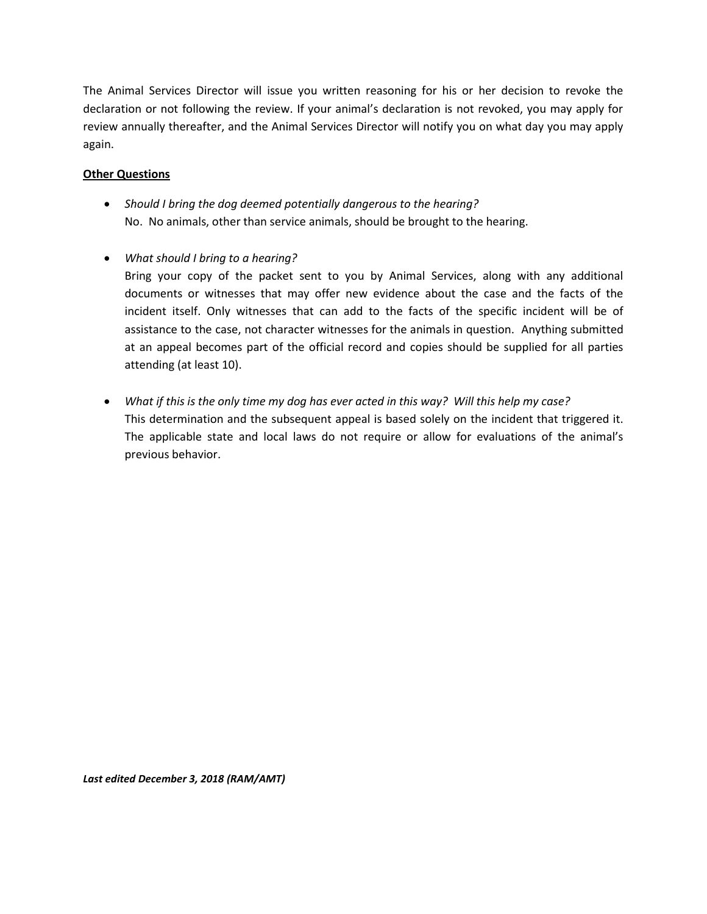The Animal Services Director will issue you written reasoning for his or her decision to revoke the declaration or not following the review. If your animal's declaration is not revoked, you may apply for review annually thereafter, and the Animal Services Director will notify you on what day you may apply again.

**Other Questions**

- *Should I bring the dog deemed potentially dangerous to the hearing?*
  No. No animals, other than service animals, should be brought to the hearing.

- *What should I bring to a hearing?*
  Bring your copy of the packet sent to you by Animal Services, along with any additional documents or witnesses that may offer new evidence about the case and the facts of the incident itself. Only witnesses that can add to the facts of the specific incident will be of assistance to the case, not character witnesses for the animals in question. Anything submitted at an appeal becomes part of the official record and copies should be supplied for all parties attending (at least 10).

- *What if this is the only time my dog has ever acted in this way? Will this help my case?*
  This determination and the subsequent appeal is based solely on the incident that triggered it. The applicable state and local laws do not require or allow for evaluations of the animal's previous behavior.

***Last edited December 3, 2018 (RAM/AMT)***